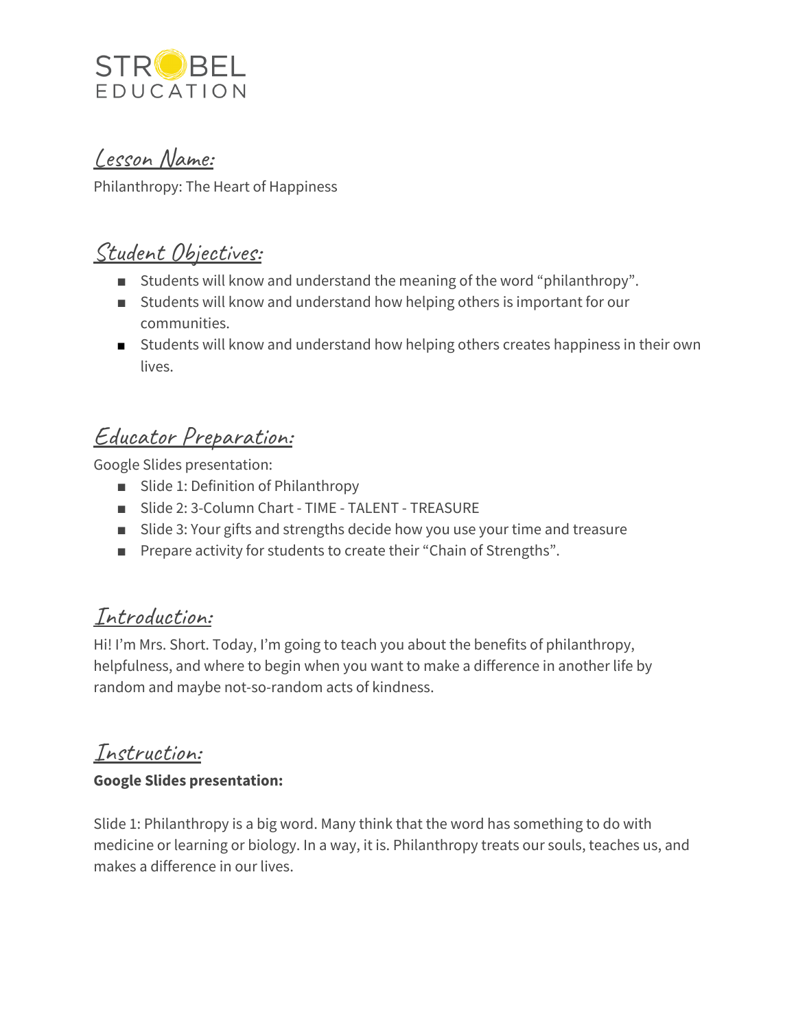STROBEL EDUCATION

## Lesson Name:

Philanthropy: The Heart of Happiness

## Student Objectives:

- Students will know and understand the meaning of the word "philanthropy".
- Students will know and understand how helping others is important for our communities.
- Students will know and understand how helping others creates happiness in their own lives.

## Educator Preparation:

Google Slides presentation:

- Slide 1: Definition of Philanthropy
- Slide 2: 3-Column Chart - TIME - TALENT - TREASURE
- Slide 3: Your gifts and strengths decide how you use your time and treasure
- Prepare activity for students to create their "Chain of Strengths".

## Introduction:

Hi! I'm Mrs. Short. Today, I'm going to teach you about the benefits of philanthropy, helpfulness, and where to begin when you want to make a difference in another life by random and maybe not-so-random acts of kindness.

## Instruction:

**Google Slides presentation:**

Slide 1: Philanthropy is a big word. Many think that the word has something to do with medicine or learning or biology. In a way, it is. Philanthropy treats our souls, teaches us, and makes a difference in our lives.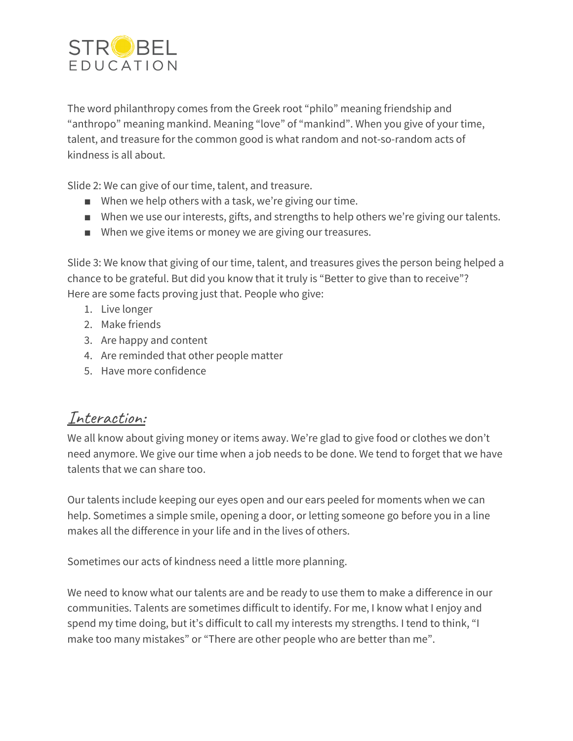The word philanthropy comes from the Greek root "philo" meaning friendship and "anthropo" meaning mankind. Meaning "love" of "mankind". When you give of your time, talent, and treasure for the common good is what random and not-so-random acts of kindness is all about.

Slide 2: We can give of our time, talent, and treasure.

- When we help others with a task, we're giving our time.
- When we use our interests, gifts, and strengths to help others we're giving our talents.
- When we give items or money we are giving our treasures.

Slide 3: We know that giving of our time, talent, and treasures gives the person being helped a chance to be grateful. But did you know that it truly is "Better to give than to receive"? Here are some facts proving just that. People who give:

1. Live longer
2. Make friends
3. Are happy and content
4. Are reminded that other people matter
5. Have more confidence

## Interaction:

We all know about giving money or items away. We're glad to give food or clothes we don't need anymore. We give our time when a job needs to be done. We tend to forget that we have talents that we can share too.

Our talents include keeping our eyes open and our ears peeled for moments when we can help. Sometimes a simple smile, opening a door, or letting someone go before you in a line makes all the difference in your life and in the lives of others.

Sometimes our acts of kindness need a little more planning.

We need to know what our talents are and be ready to use them to make a difference in our communities. Talents are sometimes difficult to identify. For me, I know what I enjoy and spend my time doing, but it's difficult to call my interests my strengths. I tend to think, "I make too many mistakes" or "There are other people who are better than me".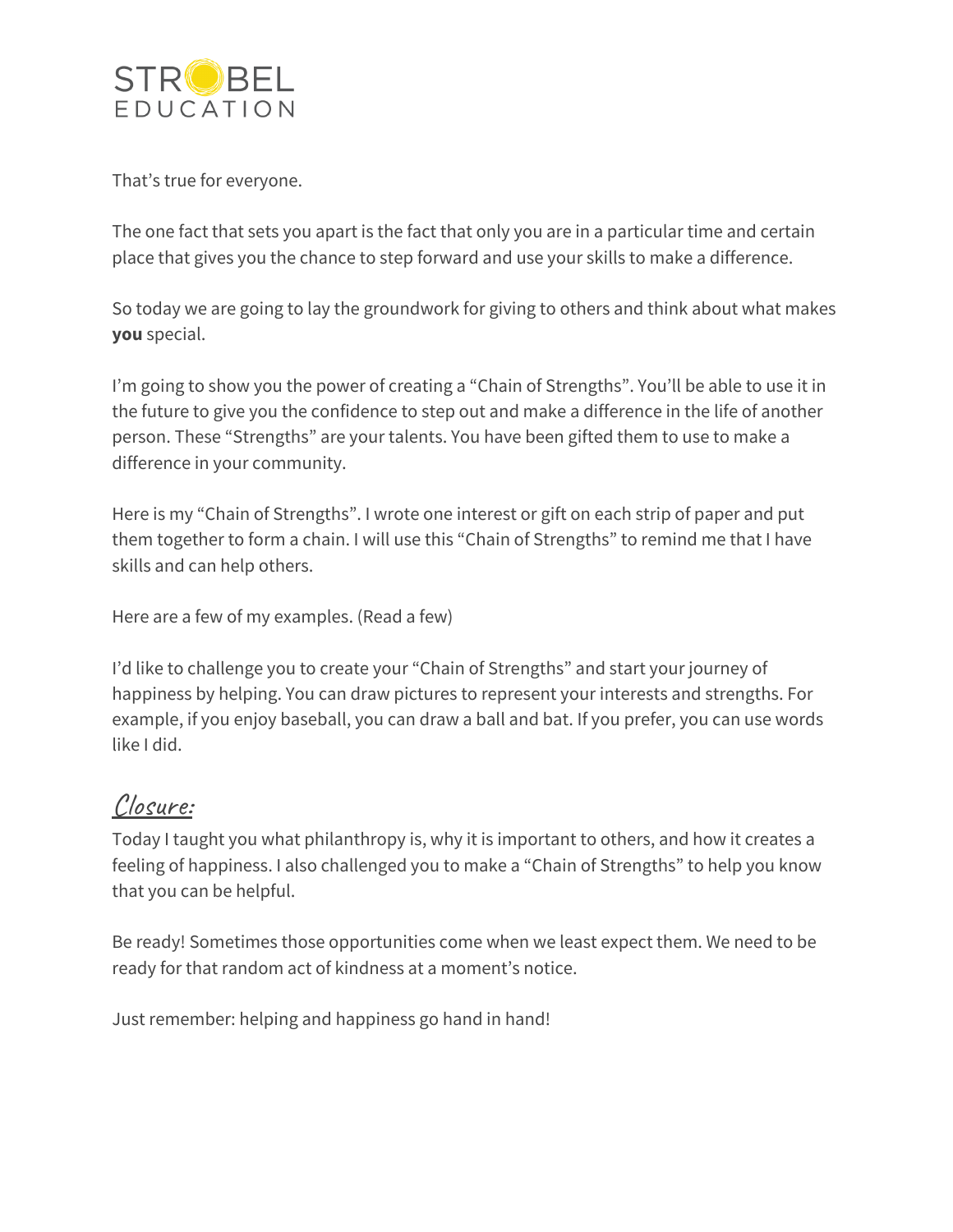That's true for everyone.

The one fact that sets you apart is the fact that only you are in a particular time and certain place that gives you the chance to step forward and use your skills to make a difference.

So today we are going to lay the groundwork for giving to others and think about what makes **you** special.

I'm going to show you the power of creating a "Chain of Strengths". You'll be able to use it in the future to give you the confidence to step out and make a difference in the life of another person. These "Strengths" are your talents. You have been gifted them to use to make a difference in your community.

Here is my "Chain of Strengths". I wrote one interest or gift on each strip of paper and put them together to form a chain. I will use this "Chain of Strengths" to remind me that I have skills and can help others.

Here are a few of my examples. (Read a few)

I'd like to challenge you to create your "Chain of Strengths" and start your journey of happiness by helping. You can draw pictures to represent your interests and strengths. For example, if you enjoy baseball, you can draw a ball and bat. If you prefer, you can use words like I did.

## Closure:

Today I taught you what philanthropy is, why it is important to others, and how it creates a feeling of happiness. I also challenged you to make a "Chain of Strengths" to help you know that you can be helpful.

Be ready! Sometimes those opportunities come when we least expect them. We need to be ready for that random act of kindness at a moment's notice.

Just remember: helping and happiness go hand in hand!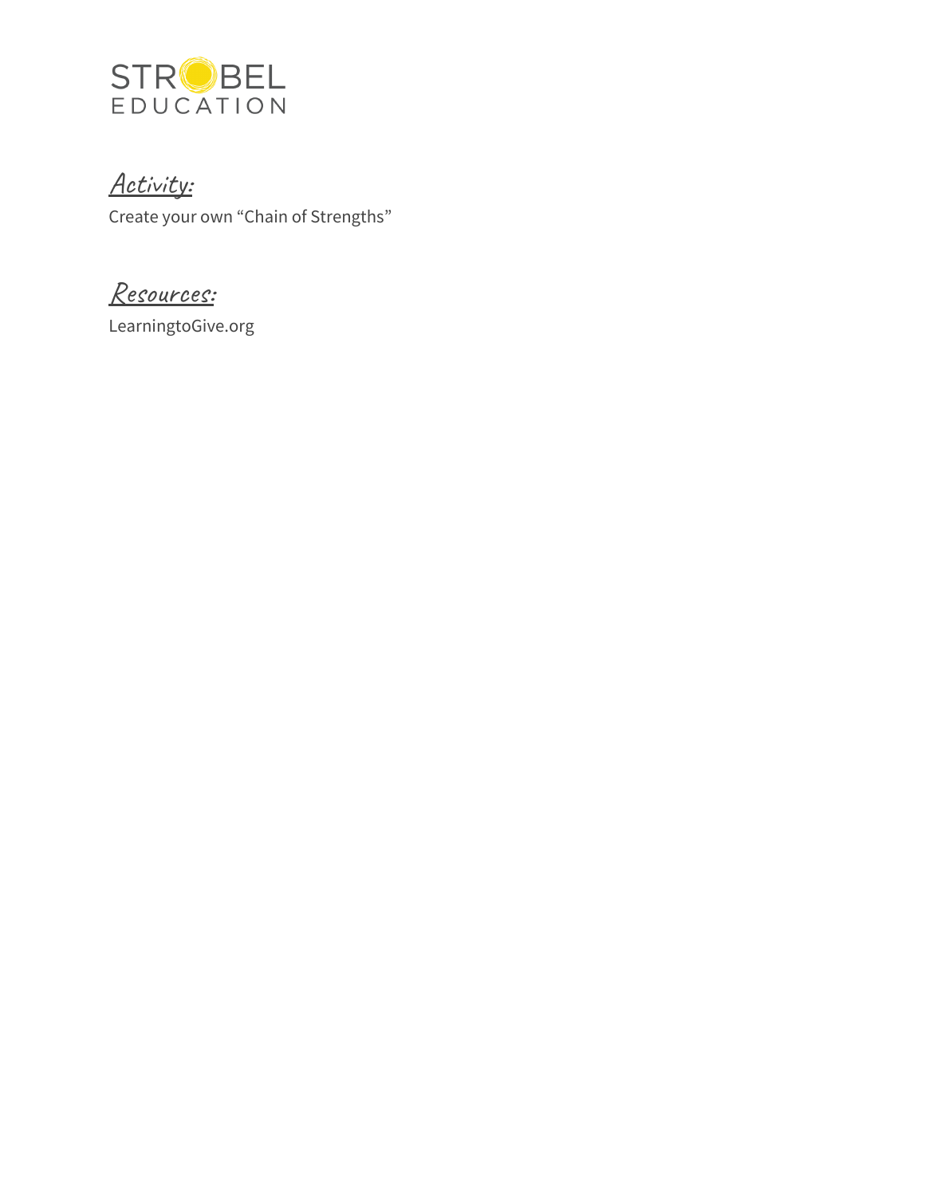## Activity:

Create your own "Chain of Strengths"

## Resources:

LearningtoGive.org